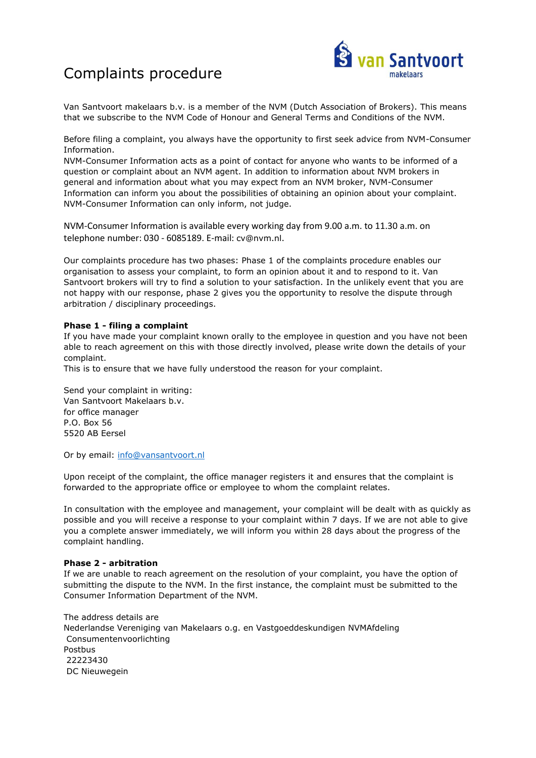# Complaints procedure

Van Santvoort makelaars b.v. is a member of the NVM (Dutch Association of Brokers). This means that we subscribe to the NVM Code of Honour and General Terms and Conditions of the NVM.

Before filing a complaint, you always have the opportunity to first seek advice from NVM-Consumer Information.
NVM-Consumer Information acts as a point of contact for anyone who wants to be informed of a question or complaint about an NVM agent. In addition to information about NVM brokers in general and information about what you may expect from an NVM broker, NVM-Consumer Information can inform you about the possibilities of obtaining an opinion about your complaint. NVM-Consumer Information can only inform, not judge.

NVM-Consumer Information is available every working day from 9.00 a.m. to 11.30 a.m. on telephone number: 030 - 6085189. E-mail: cv@nvm.nl.

Our complaints procedure has two phases: Phase 1 of the complaints procedure enables our organisation to assess your complaint, to form an opinion about it and to respond to it. Van Santvoort brokers will try to find a solution to your satisfaction. In the unlikely event that you are not happy with our response, phase 2 gives you the opportunity to resolve the dispute through arbitration / disciplinary proceedings.

**Phase 1 - filing a complaint**
If you have made your complaint known orally to the employee in question and you have not been able to reach agreement on this with those directly involved, please write down the details of your complaint.
This is to ensure that we have fully understood the reason for your complaint.

Send your complaint in writing:
Van Santvoort Makelaars b.v.
for office manager
P.O. Box 56
5520 AB Eersel

Or by email: info@vansantvoort.nl

Upon receipt of the complaint, the office manager registers it and ensures that the complaint is forwarded to the appropriate office or employee to whom the complaint relates.

In consultation with the employee and management, your complaint will be dealt with as quickly as possible and you will receive a response to your complaint within 7 days. If we are not able to give you a complete answer immediately, we will inform you within 28 days about the progress of the complaint handling.

**Phase 2 - arbitration**
If we are unable to reach agreement on the resolution of your complaint, you have the option of submitting the dispute to the NVM. In the first instance, the complaint must be submitted to the Consumer Information Department of the NVM.

The address details are
Nederlandse Vereniging van Makelaars o.g. en Vastgoeddeskundigen NVMAfdeling
Consumentenvoorlichting
Postbus
22223430
DC Nieuwegein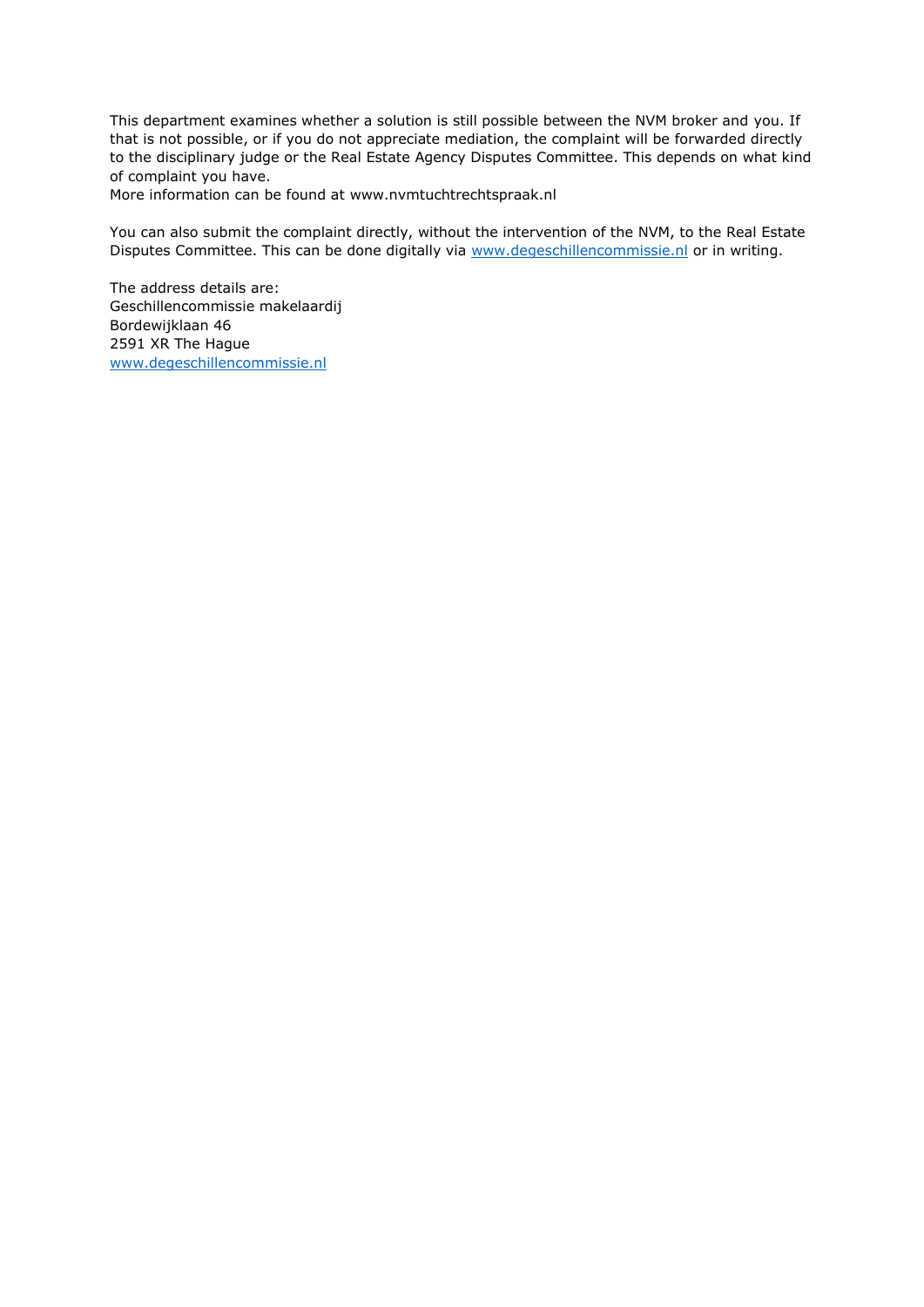This department examines whether a solution is still possible between the NVM broker and you. If that is not possible, or if you do not appreciate mediation, the complaint will be forwarded directly to the disciplinary judge or the Real Estate Agency Disputes Committee. This depends on what kind of complaint you have.
More information can be found at www.nvmtuchtrechtspraak.nl

You can also submit the complaint directly, without the intervention of the NVM, to the Real Estate Disputes Committee. This can be done digitally via [www.degeschillencommissie.nl](http://www.degeschillencommissie.nl) or in writing.

The address details are:
Geschillencommissie makelaardij
Bordewijklaan 46
2591 XR The Hague
[www.degeschillencommissie.nl](http://www.degeschillencommissie.nl)